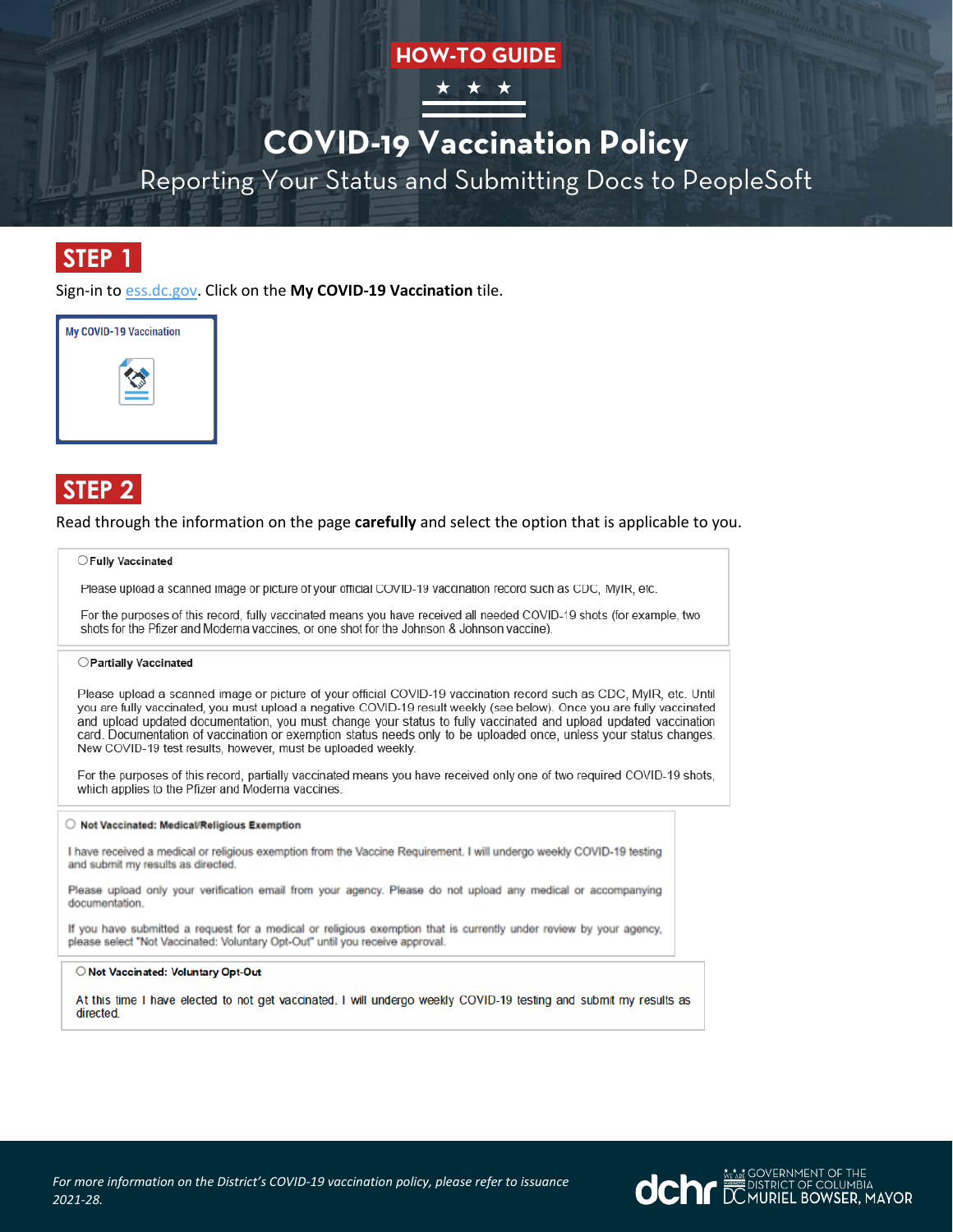HOW-TO GUIDE

# COVID-19 Vaccination Policy

## Reporting Your Status and Submitting Docs to PeopleSoft

## STEP 1

Sign-in to ess.dc.gov. Click on the **My COVID-19 Vaccination** tile.

My COVID-19 Vaccination

## STEP 2

Read through the information on the page **carefully** and select the option that is applicable to you.

○ **Fully Vaccinated**

Please upload a scanned image or picture of your official COVID-19 vaccination record such as CDC, MyIR, etc.

For the purposes of this record, fully vaccinated means you have received all needed COVID-19 shots (for example, two shots for the Pfizer and Moderna vaccines, or one shot for the Johnson & Johnson vaccine).

○ **Partially Vaccinated**

Please upload a scanned image or picture of your official COVID-19 vaccination record such as CDC, MyIR, etc. Until you are fully vaccinated, you must upload a negative COVID-19 result weekly (see below). Once you are fully vaccinated and upload updated documentation, you must change your status to fully vaccinated and upload updated vaccination card. Documentation of vaccination or exemption status needs only to be uploaded once, unless your status changes. New COVID-19 test results, however, must be uploaded weekly.

For the purposes of this record, partially vaccinated means you have received only one of two required COVID-19 shots, which applies to the Pfizer and Moderna vaccines.

○ **Not Vaccinated: Medical/Religious Exemption**

I have received a medical or religious exemption from the Vaccine Requirement. I will undergo weekly COVID-19 testing and submit my results as directed.

Please upload only your verification email from your agency. Please do not upload any medical or accompanying documentation.

If you have submitted a request for a medical or religious exemption that is currently under review by your agency, please select "Not Vaccinated: Voluntary Opt-Out" until you receive approval.

○ **Not Vaccinated: Voluntary Opt-Out**

At this time I have elected to not get vaccinated. I will undergo weekly COVID-19 testing and submit my results as directed.

*For more information on the District's COVID-19 vaccination policy, please refer to issuance 2021-28.*

dchr GOVERNMENT OF THE DISTRICT OF COLUMBIA MURIEL BOWSER, MAYOR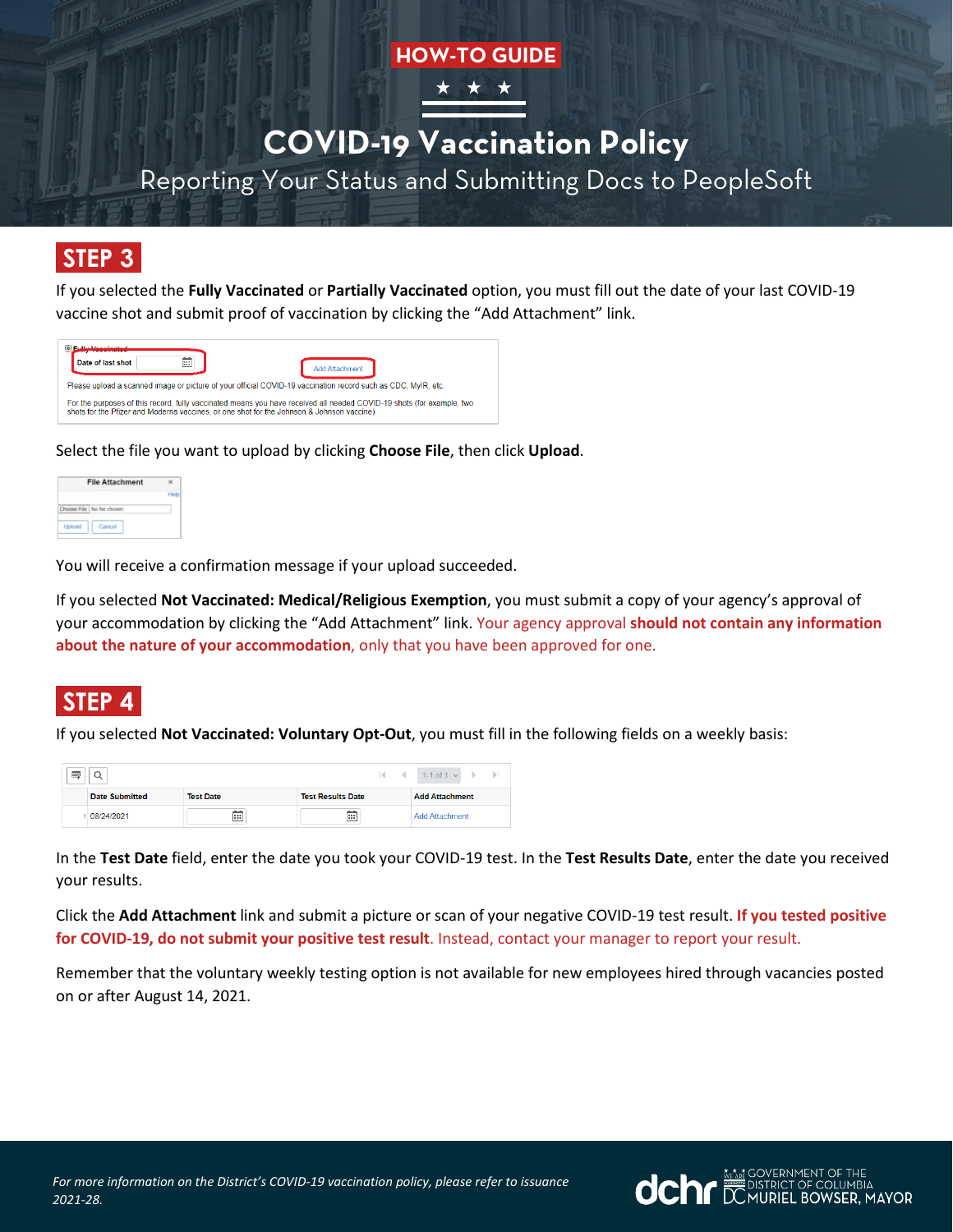HOW-TO GUIDE

# COVID-19 Vaccination Policy

## Reporting Your Status and Submitting Docs to PeopleSoft

## STEP 3

If you selected the **Fully Vaccinated** or **Partially Vaccinated** option, you must fill out the date of your last COVID-19 vaccine shot and submit proof of vaccination by clicking the "Add Attachment" link.

Fully Vaccinated
Date of last shot | Add Attachment
Please upload a scanned image or picture of your official COVID-19 vaccination record such as CDC, MyIR, etc.
For the purposes of this record, fully vaccinated means you have received all needed COVID-19 shots (for example, two shots for the Pfizer and Moderna vaccines, or one shot for the Johnson & Johnson vaccine).

Select the file you want to upload by clicking **Choose File**, then click **Upload**.

File Attachment
Help
Choose File | No file chosen
Upload | Cancel

You will receive a confirmation message if your upload succeeded.

If you selected **Not Vaccinated: Medical/Religious Exemption**, you must submit a copy of your agency's approval of your accommodation by clicking the "Add Attachment" link. Your agency approval **should not contain any information about the nature of your accommodation**, only that you have been approved for one.

## STEP 4

If you selected **Not Vaccinated: Voluntary Opt-Out**, you must fill in the following fields on a weekly basis:

| | Date Submitted | Test Date | Test Results Date | Add Attachment |
|---|---|---|---|---|
| 1 | 08/24/2021 | | | Add Attachment |

In the **Test Date** field, enter the date you took your COVID-19 test. In the **Test Results Date**, enter the date you received your results.

Click the **Add Attachment** link and submit a picture or scan of your negative COVID-19 test result. **If you tested positive for COVID-19, do not submit your positive test result**. Instead, contact your manager to report your result.

Remember that the voluntary weekly testing option is not available for new employees hired through vacancies posted on or after August 14, 2021.

*For more information on the District's COVID-19 vaccination policy, please refer to issuance 2021-28.*

dchr GOVERNMENT OF THE DISTRICT OF COLUMBIA MURIEL BOWSER, MAYOR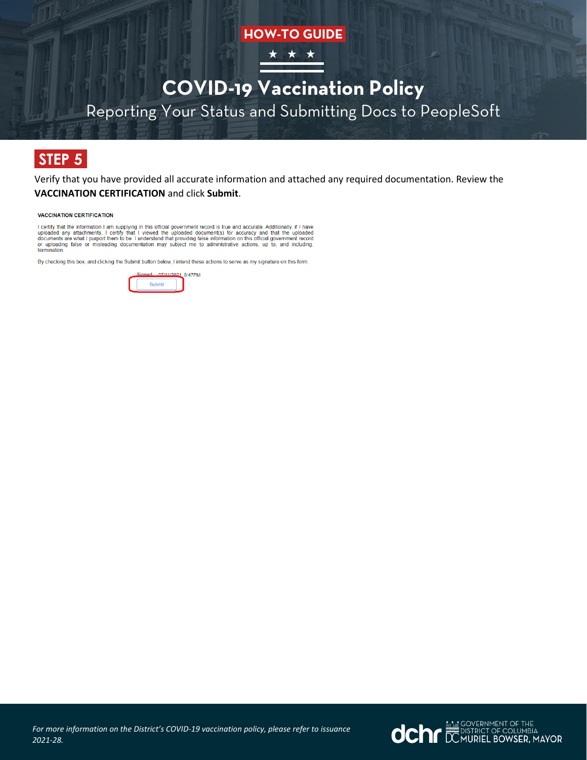HOW-TO GUIDE

# COVID-19 Vaccination Policy

Reporting Your Status and Submitting Docs to PeopleSoft

## STEP 5

Verify that you have provided all accurate information and attached any required documentation. Review the **VACCINATION CERTIFICATION** and click **Submit**.

VACCINATION CERTIFICATION

I certify that the information I am supplying in this official government record is true and accurate. Additionally, if I have uploaded any attachments, I certify that I viewed the uploaded document(s) for accuracy and that the uploaded documents are what I purport them to be. I understand that providing false information on this official government record or uploading false or misleading documentation may subject me to administrative actions, up to, and including, termination.

By checking this box, and clicking the Submit button below, I intend these actions to serve as my signature on this form.

Signed 07/11/2021 8:47PM

Submit

*For more information on the District's COVID-19 vaccination policy, please refer to issuance 2021-28.*

dchr GOVERNMENT OF THE DISTRICT OF COLUMBIA MURIEL BOWSER, MAYOR